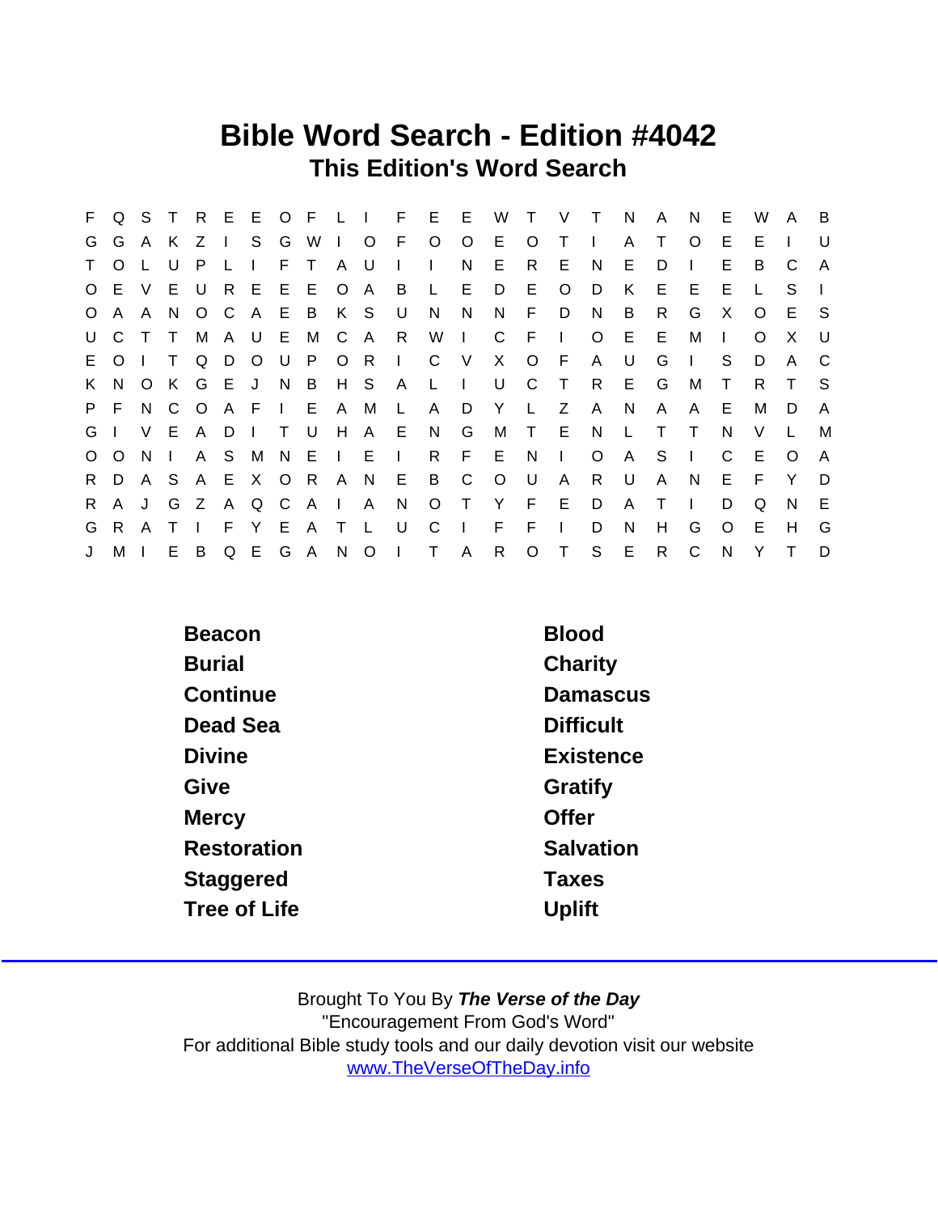# Bible Word Search - Edition #4042

## This Edition's Word Search

```
F Q S T R E E O F L I F E E W T V T N A N E W A B
G G A K Z I S G W I O F O O E O T I A T O E E I U
T O L U P L I F T A U I I N E R E N E D I E B C A
O E V E U R E E E O A B L E D E O D K E E E L S I
O A A N O C A E B K S U N N N F D N B R G X O E S
U C T T M A U E M C A R W I C F I O E E M I O X U
E O I T Q D O U P O R I C V X O F A U G I S D A C
K N O K G E J N B H S A L I U C T R E G M T R T S
P F N C O A F I E A M L A D Y L Z A N A A E M D A
G I V E A D I T U H A E N G M T E N L T T N V L M
O O N I A S M N E I E I R F E N I O A S I C E O A
R D A S A E X O R A N E B C O U A R U A N E F Y D
R A J G Z A Q C A I A N O T Y F E D A T I D Q N E
G R A T I F Y E A T L U C I F F I D N H G O E H G
J M I E B Q E G A N O I T A R O T S E R C N Y T D
```

| | |
|---|---|
| Beacon | Blood |
| Burial | Charity |
| Continue | Damascus |
| Dead Sea | Difficult |
| Divine | Existence |
| Give | Gratify |
| Mercy | Offer |
| Restoration | Salvation |
| Staggered | Taxes |
| Tree of Life | Uplift |

Brought To You By ***The Verse of the Day***
"Encouragement From God's Word"
For additional Bible study tools and our daily devotion visit our website
www.TheVerseOfTheDay.info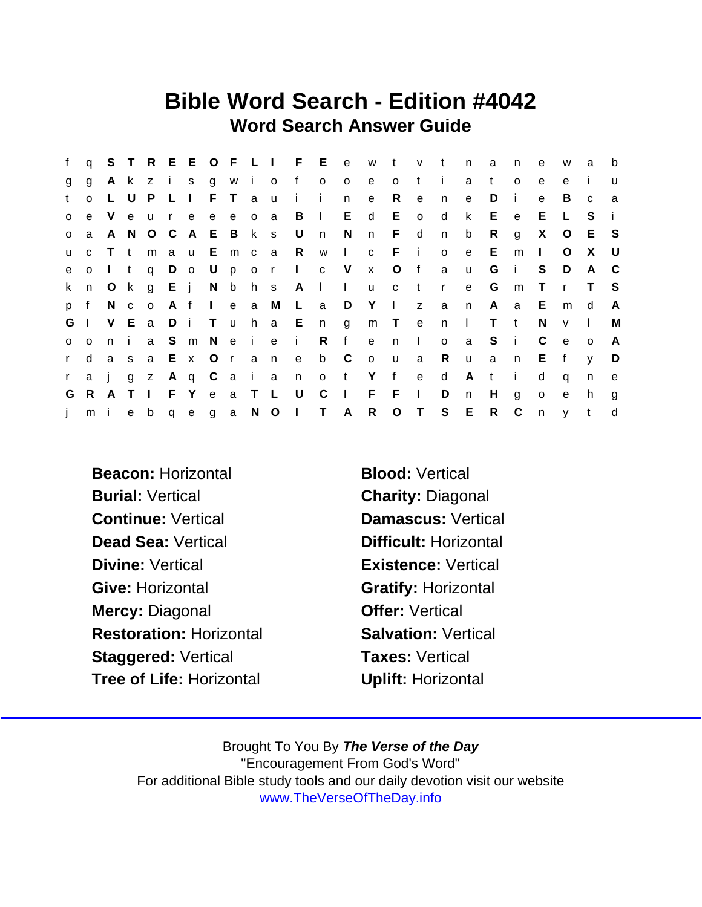# Bible Word Search - Edition #4042

## Word Search Answer Guide

| | | | | | | | | | | | | | | | | | | | | | | | |
|---|---|---|---|---|---|---|---|---|---|---|---|---|---|---|---|---|---|---|---|---|---|---|---|
| f | q | S | T | R | E | E | O | F | L | I | F | E | e | w | t | v | t | n | a | n | e | w | a | b |
| g | g | A | k | z | i | s | g | w | i | o | f | o | o | e | o | t | i | a | t | o | e | e | i | u |
| t | o | L | U | P | L | I | F | T | a | u | i | i | n | e | R | e | n | e | D | i | e | B | c | a |
| o | e | V | e | u | r | e | e | e | o | a | B | l | E | d | E | o | d | k | E | e | E | L | S | i |
| o | a | A | N | O | C | A | E | B | k | s | U | n | N | n | F | d | n | b | R | g | X | O | E | S |
| u | c | T | t | m | a | u | E | m | c | a | R | w | I | c | F | i | o | e | E | m | I | O | X | U |
| e | o | I | t | q | D | o | U | p | o | r | I | c | V | x | O | f | a | u | G | i | S | D | A | C |
| k | n | O | k | g | E | j | N | b | h | s | A | l | I | u | c | t | r | e | G | m | T | r | T | S |
| p | f | N | c | o | A | f | I | e | a | M | L | a | D | Y | l | z | a | n | A | a | E | m | d | A |
| G | I | V | E | a | D | i | T | u | h | a | E | n | g | m | T | e | n | l | T | t | N | v | l | M |
| o | o | n | i | a | S | m | N | e | i | e | i | R | f | e | n | I | o | a | S | i | C | e | o | A |
| r | d | a | s | a | E | x | O | r | a | n | e | b | C | o | u | a | R | u | a | n | E | f | y | D |
| r | a | j | g | z | A | q | C | a | i | a | n | o | t | Y | f | e | d | A | t | i | d | q | n | e |
| G | R | A | T | I | F | Y | e | a | T | L | U | C | I | F | F | I | D | n | H | g | o | e | h | g |
| j | m | i | e | b | q | e | g | a | N | O | I | T | A | R | O | T | S | E | R | C | n | y | t | d |

**Beacon:** Horizontal

**Burial:** Vertical

**Continue:** Vertical

**Dead Sea:** Vertical

**Divine:** Vertical

**Give:** Horizontal

**Mercy:** Diagonal

**Restoration:** Horizontal

**Staggered:** Vertical

**Tree of Life:** Horizontal

**Blood:** Vertical

**Charity:** Diagonal

**Damascus:** Vertical

**Difficult:** Horizontal

**Existence:** Vertical

**Gratify:** Horizontal

**Offer:** Vertical

**Salvation:** Vertical

**Taxes:** Vertical

**Uplift:** Horizontal

Brought To You By ***The Verse of the Day***
"Encouragement From God's Word"
For additional Bible study tools and our daily devotion visit our website
www.TheVerseOfTheDay.info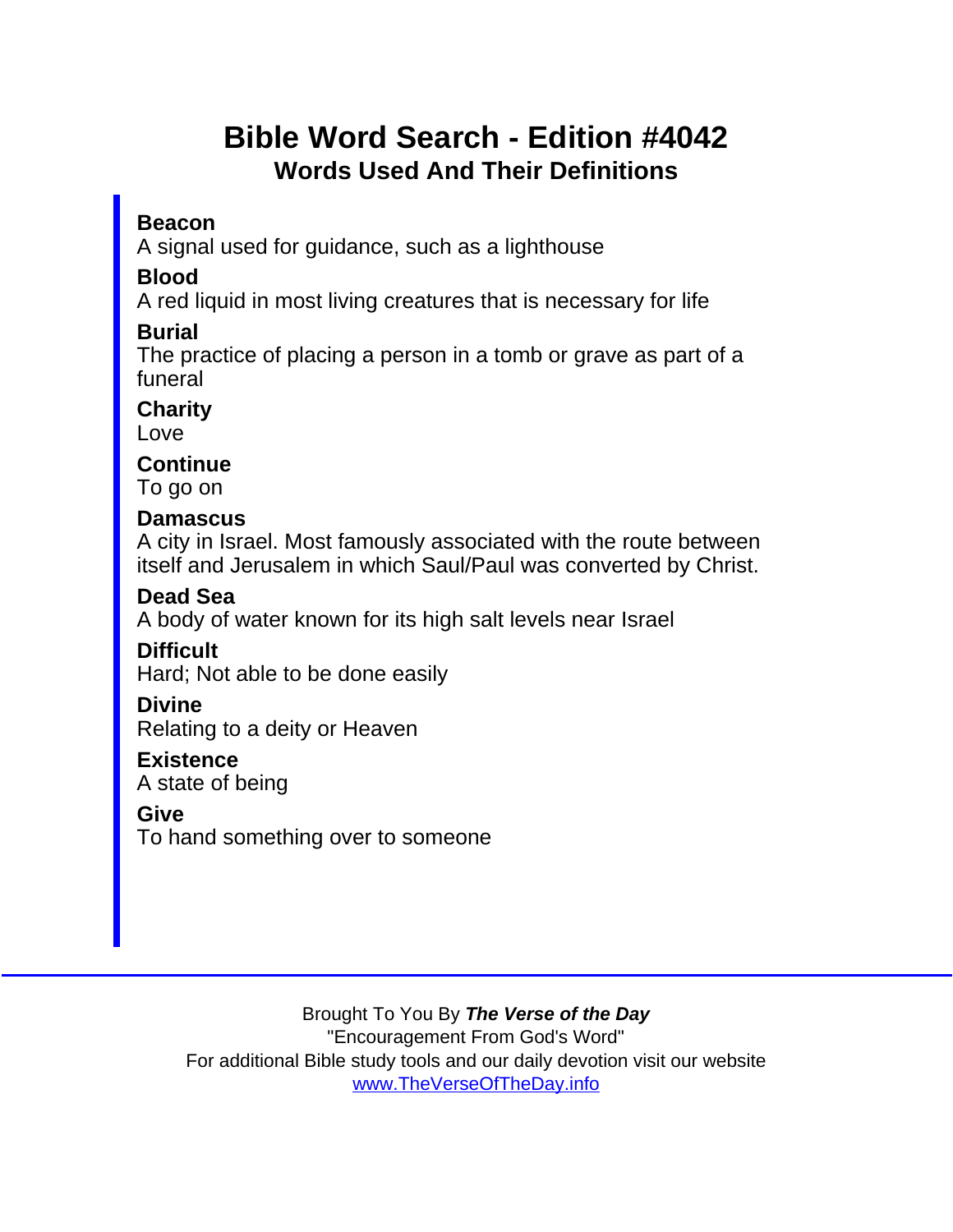# Bible Word Search - Edition #4042

## Words Used And Their Definitions

**Beacon**
A signal used for guidance, such as a lighthouse

**Blood**
A red liquid in most living creatures that is necessary for life

**Burial**
The practice of placing a person in a tomb or grave as part of a funeral

**Charity**
Love

**Continue**
To go on

**Damascus**
A city in Israel. Most famously associated with the route between itself and Jerusalem in which Saul/Paul was converted by Christ.

**Dead Sea**
A body of water known for its high salt levels near Israel

**Difficult**
Hard; Not able to be done easily

**Divine**
Relating to a deity or Heaven

**Existence**
A state of being

**Give**
To hand something over to someone

---

Brought To You By ***The Verse of the Day***
"Encouragement From God's Word"
For additional Bible study tools and our daily devotion visit our website
[www.TheVerseOfTheDay.info](http://www.TheVerseOfTheDay.info)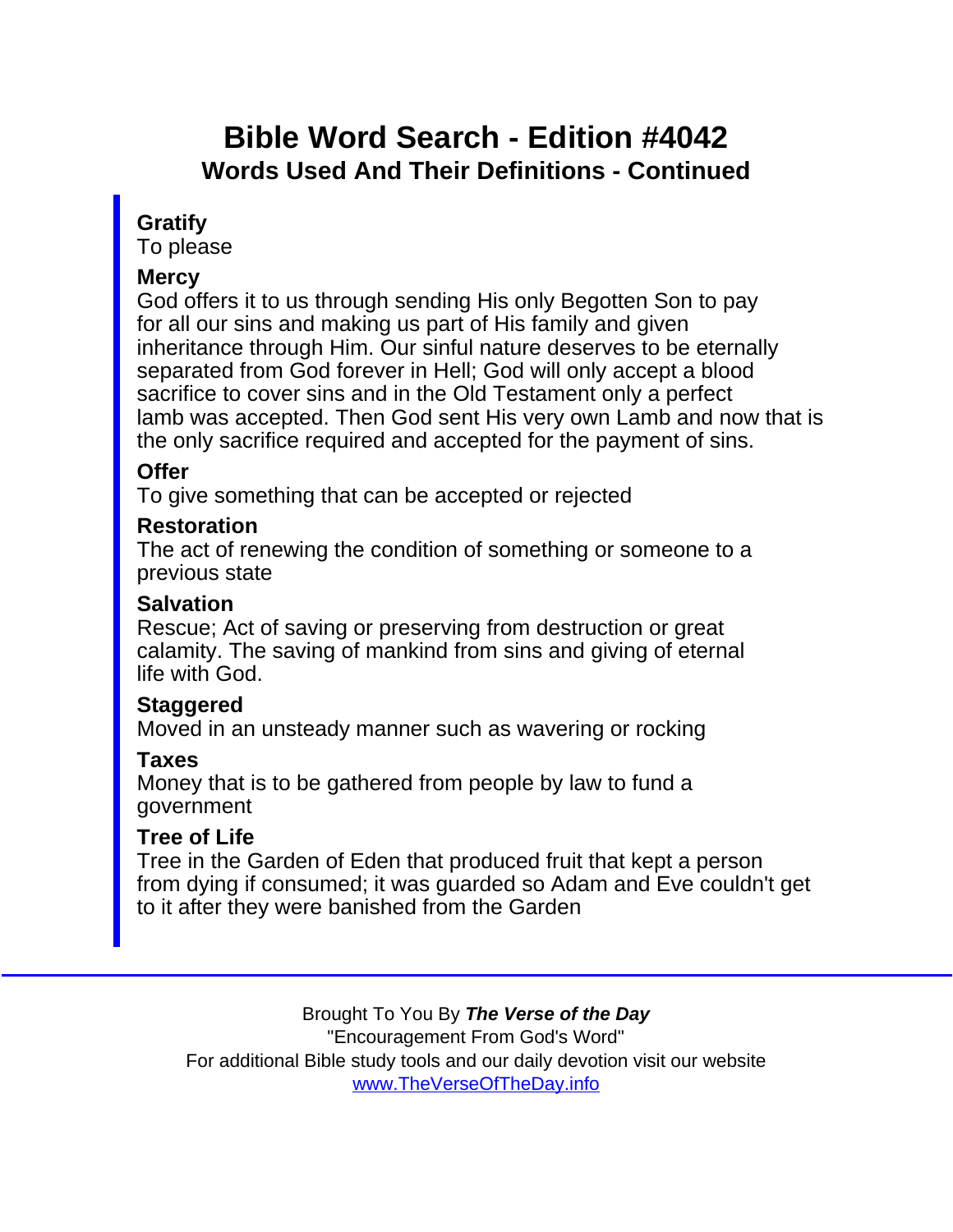# Bible Word Search - Edition #4042

## Words Used And Their Definitions - Continued

**Gratify**
To please

**Mercy**
God offers it to us through sending His only Begotten Son to pay for all our sins and making us part of His family and given inheritance through Him. Our sinful nature deserves to be eternally separated from God forever in Hell; God will only accept a blood sacrifice to cover sins and in the Old Testament only a perfect lamb was accepted. Then God sent His very own Lamb and now that is the only sacrifice required and accepted for the payment of sins.

**Offer**
To give something that can be accepted or rejected

**Restoration**
The act of renewing the condition of something or someone to a previous state

**Salvation**
Rescue; Act of saving or preserving from destruction or great calamity. The saving of mankind from sins and giving of eternal life with God.

**Staggered**
Moved in an unsteady manner such as wavering or rocking

**Taxes**
Money that is to be gathered from people by law to fund a government

**Tree of Life**
Tree in the Garden of Eden that produced fruit that kept a person from dying if consumed; it was guarded so Adam and Eve couldn't get to it after they were banished from the Garden

---

Brought To You By ***The Verse of the Day***
"Encouragement From God's Word"
For additional Bible study tools and our daily devotion visit our website
www.TheVerseOfTheDay.info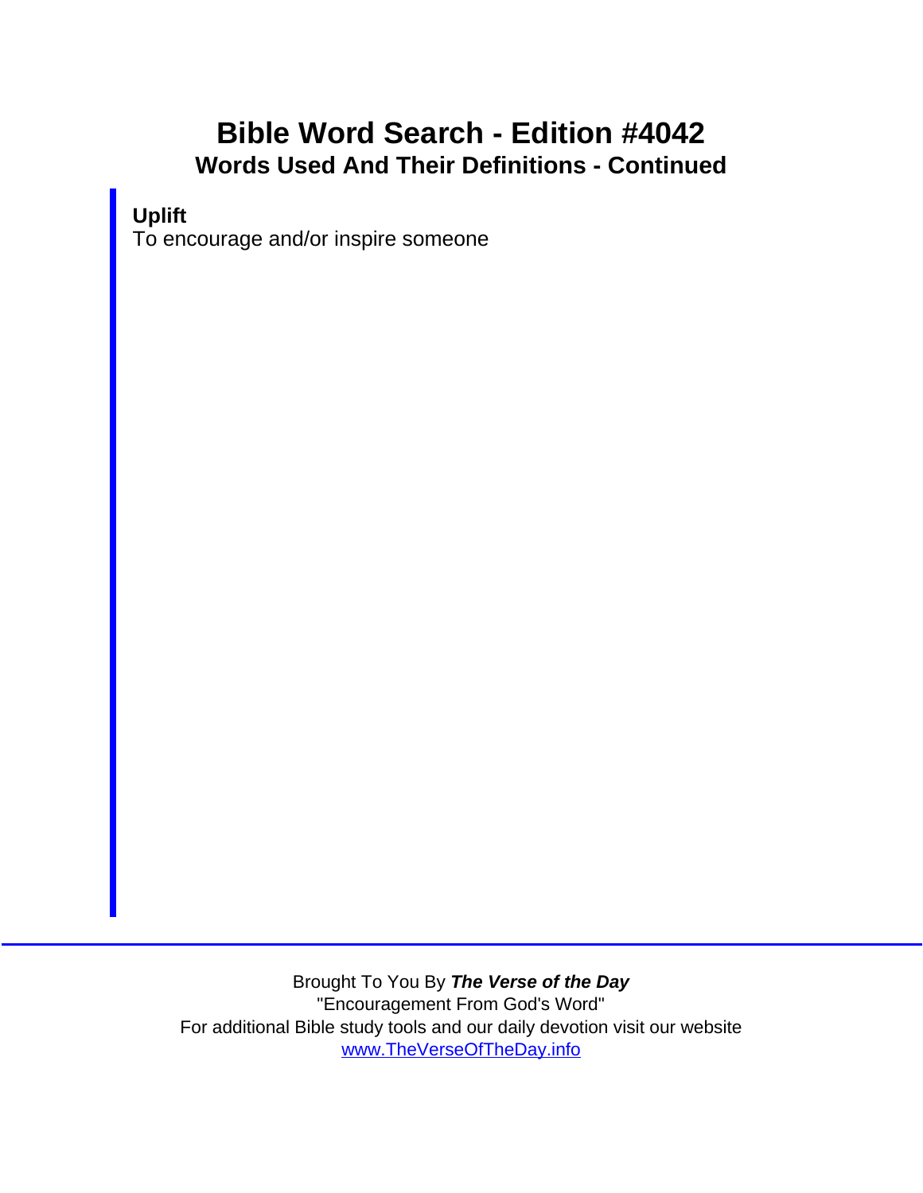# Bible Word Search - Edition #4042

## Words Used And Their Definitions - Continued

**Uplift**
To encourage and/or inspire someone

Brought To You By ***The Verse of the Day***
"Encouragement From God's Word"
For additional Bible study tools and our daily devotion visit our website
www.TheVerseOfTheDay.info